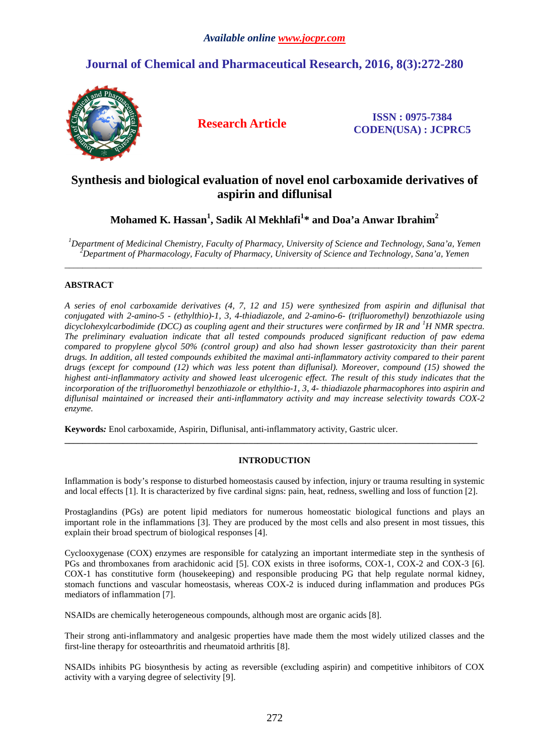*Available online www.jocpr.com*

# Journal of Chemical and Pharmaceutical Research, 2016, 8(3):272-280

**Research Article**

**ISSN : 0975-7384**
**CODEN(USA) : JCPRC5**

## Synthesis and biological evaluation of novel enol carboxamide derivatives of aspirin and diflunisal

**Mohamed K. Hassan[1], Sadik Al Mekhlafi[1]* and Doa'a Anwar Ibrahim[2]**

*[1]Department of Medicinal Chemistry, Faculty of Pharmacy, University of Science and Technology, Sana'a, Yemen*
*[2]Department of Pharmacology, Faculty of Pharmacy, University of Science and Technology, Sana'a, Yemen*

---

### ABSTRACT

*A series of enol carboxamide derivatives (4, 7, 12 and 15) were synthesized from aspirin and diflunisal that conjugated with 2-amino-5 - (ethylthio)-1, 3, 4-thiadiazole, and 2-amino-6- (trifluoromethyl) benzothiazole using dicyclohexylcarbodimide (DCC) as coupling agent and their structures were confirmed by IR and $^{1}H$ NMR spectra. The preliminary evaluation indicate that all tested compounds produced significant reduction of paw edema compared to propylene glycol 50% (control group) and also had shown lesser gastrotoxicity than their parent drugs. In addition, all tested compounds exhibited the maximal anti-inflammatory activity compared to their parent drugs (except for compound (12) which was less potent than diflunisal). Moreover, compound (15) showed the highest anti-inflammatory activity and showed least ulcerogenic effect. The result of this study indicates that the incorporation of the trifluoromethyl benzothiazole or ethylthio-1, 3, 4- thiadiazole pharmacophores into aspirin and diflunisal maintained or increased their anti-inflammatory activity and may increase selectivity towards COX-2 enzyme.*

**Keywords:** Enol carboxamide, Aspirin, Diflunisal, anti-inflammatory activity, Gastric ulcer.

---

### INTRODUCTION

Inflammation is body's response to disturbed homeostasis caused by infection, injury or trauma resulting in systemic and local effects [1]. It is characterized by five cardinal signs: pain, heat, redness, swelling and loss of function [2].

Prostaglandins (PGs) are potent lipid mediators for numerous homeostatic biological functions and plays an important role in the inflammations [3]. They are produced by the most cells and also present in most tissues, this explain their broad spectrum of biological responses [4].

Cyclooxygenase (COX) enzymes are responsible for catalyzing an important intermediate step in the synthesis of PGs and thromboxanes from arachidonic acid [5]. COX exists in three isoforms, COX-1, COX-2 and COX-3 [6]. COX-1 has constitutive form (housekeeping) and responsible producing PG that help regulate normal kidney, stomach functions and vascular homeostasis, whereas COX-2 is induced during inflammation and produces PGs mediators of inflammation [7].

NSAIDs are chemically heterogeneous compounds, although most are organic acids [8].

Their strong anti-inflammatory and analgesic properties have made them the most widely utilized classes and the first-line therapy for osteoarthritis and rheumatoid arthritis [8].

NSAIDs inhibits PG biosynthesis by acting as reversible (excluding aspirin) and competitive inhibitors of COX activity with a varying degree of selectivity [9].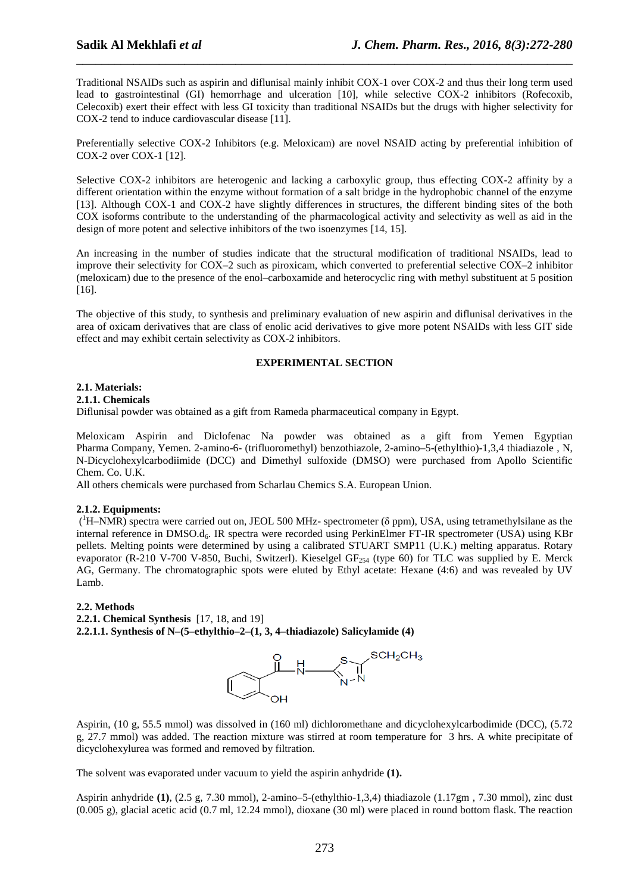Traditional NSAIDs such as aspirin and diflunisal mainly inhibit COX-1 over COX-2 and thus their long term used lead to gastrointestinal (GI) hemorrhage and ulceration [10], while selective COX-2 inhibitors (Rofecoxib, Celecoxib) exert their effect with less GI toxicity than traditional NSAIDs but the drugs with higher selectivity for COX-2 tend to induce cardiovascular disease [11].

Preferentially selective COX-2 Inhibitors (e.g. Meloxicam) are novel NSAID acting by preferential inhibition of COX-2 over COX-1 [12].

Selective COX-2 inhibitors are heterogenic and lacking a carboxylic group, thus effecting COX-2 affinity by a different orientation within the enzyme without formation of a salt bridge in the hydrophobic channel of the enzyme [13]. Although COX-1 and COX-2 have slightly differences in structures, the different binding sites of the both COX isoforms contribute to the understanding of the pharmacological activity and selectivity as well as aid in the design of more potent and selective inhibitors of the two isoenzymes [14, 15].

An increasing in the number of studies indicate that the structural modification of traditional NSAIDs, lead to improve their selectivity for COX–2 such as piroxicam, which converted to preferential selective COX–2 inhibitor (meloxicam) due to the presence of the enol–carboxamide and heterocyclic ring with methyl substituent at 5 position [16].

The objective of this study, to synthesis and preliminary evaluation of new aspirin and diflunisal derivatives in the area of oxicam derivatives that are class of enolic acid derivatives to give more potent NSAIDs with less GIT side effect and may exhibit certain selectivity as COX-2 inhibitors.

## EXPERIMENTAL SECTION

### 2.1. Materials:

#### 2.1.1. Chemicals

Diflunisal powder was obtained as a gift from Rameda pharmaceutical company in Egypt.

Meloxicam Aspirin and Diclofenac Na powder was obtained as a gift from Yemen Egyptian Pharma Company, Yemen. 2-amino-6- (trifluoromethyl) benzothiazole, 2-amino–5-(ethylthio)-1,3,4 thiadiazole , N, N-Dicyclohexylcarbodiimide (DCC) and Dimethyl sulfoxide (DMSO) were purchased from Apollo Scientific Chem. Co. U.K.
All others chemicals were purchased from Scharlau Chemics S.A. European Union.

#### 2.1.2. Equipments:

([1]H–NMR) spectra were carried out on, JEOL 500 MHz- spectrometer (δ ppm), USA, using tetramethylsilane as the internal reference in DMSO.$d_6$. IR spectra were recorded using PerkinElmer FT-IR spectrometer (USA) using KBr pellets. Melting points were determined by using a calibrated STUART SMP11 (U.K.) melting apparatus. Rotary evaporator (R-210 V-700 V-850, Buchi, Switzerl). Kieselgel $GF_{254}$ (type 60) for TLC was supplied by E. Merck AG, Germany. The chromatographic spots were eluted by Ethyl acetate: Hexane (4:6) and was revealed by UV Lamb.

### 2.2. Methods

#### 2.2.1. Chemical Synthesis [17, 18, and 19]

##### 2.2.1.1. Synthesis of N–(5–ethylthio–2–(1, 3, 4–thiadiazole) Salicylamide (4)

Aspirin, (10 g, 55.5 mmol) was dissolved in (160 ml) dichloromethane and dicyclohexylcarbodimide (DCC), (5.72 g, 27.7 mmol) was added. The reaction mixture was stirred at room temperature for 3 hrs. A white precipitate of dicyclohexylurea was formed and removed by filtration.

The solvent was evaporated under vacuum to yield the aspirin anhydride **(1).**

Aspirin anhydride **(1)**, (2.5 g, 7.30 mmol), 2-amino–5-(ethylthio-1,3,4) thiadiazole (1.17gm , 7.30 mmol), zinc dust (0.005 g), glacial acetic acid (0.7 ml, 12.24 mmol), dioxane (30 ml) were placed in round bottom flask. The reaction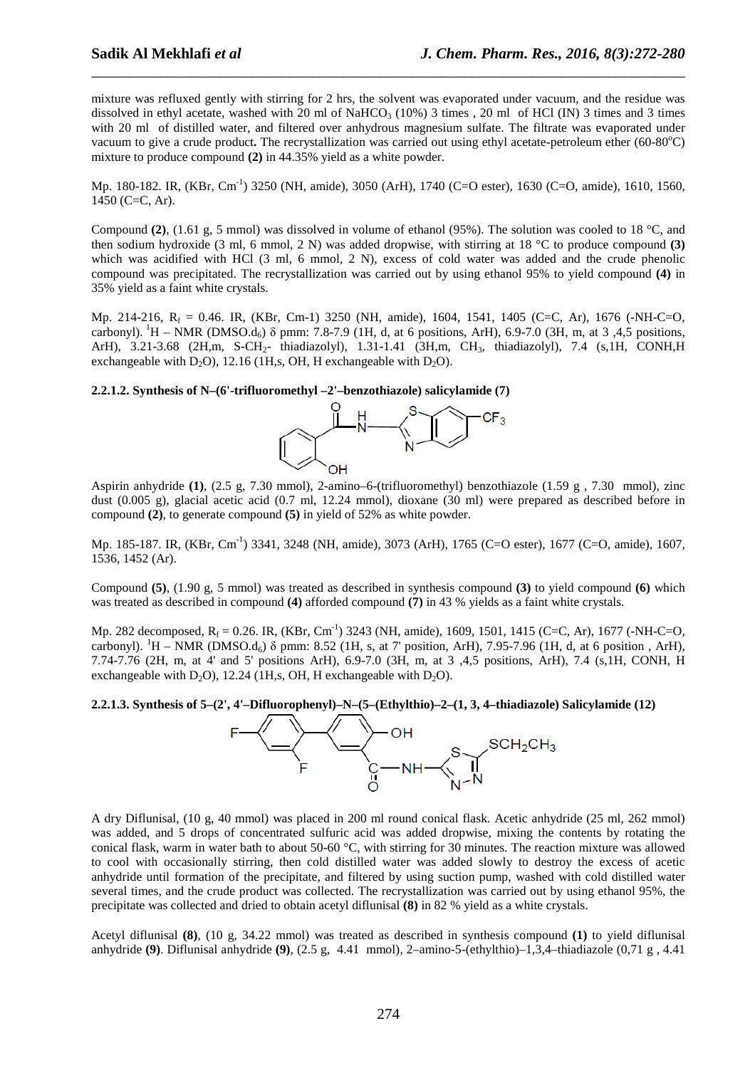mixture was refluxed gently with stirring for 2 hrs, the solvent was evaporated under vacuum, and the residue was dissolved in ethyl acetate, washed with 20 ml of $NaHCO_3$ (10%) 3 times , 20 ml of HCl (IN) 3 times and 3 times with 20 ml of distilled water, and filtered over anhydrous magnesium sulfate. The filtrate was evaporated under vacuum to give a crude product**.** The recrystallization was carried out using ethyl acetate-petroleum ether (60-80°C) mixture to produce compound **(2)** in 44.35% yield as a white powder.

Mp. 180-182. IR, (KBr, $Cm^{-1}$) 3250 (NH, amide), 3050 (ArH), 1740 (C=O ester), 1630 (C=O, amide), 1610, 1560, 1450 (C=C, Ar).

Compound **(2)**, (1.61 g, 5 mmol) was dissolved in volume of ethanol (95%). The solution was cooled to 18 °C, and then sodium hydroxide (3 ml, 6 mmol, 2 N) was added dropwise, with stirring at 18 °C to produce compound **(3)** which was acidified with HCl (3 ml, 6 mmol, 2 N), excess of cold water was added and the crude phenolic compound was precipitated. The recrystallization was carried out by using ethanol 95% to yield compound **(4)** in 35% yield as a faint white crystals.

Mp. 214-216, $R_f$ = 0.46. IR, (KBr, Cm-1) 3250 (NH, amide), 1604, 1541, 1405 (C=C, Ar), 1676 (-NH-C=O, carbonyl). $^1H$ – NMR (DMSO.$d_6$) δ pmm: 7.8-7.9 (1H, d, at 6 positions, ArH), 6.9-7.0 (3H, m, at 3 ,4,5 positions, ArH), 3.21-3.68 (2H,m, S-$CH_2$- thiadiazolyl), 1.31-1.41 (3H,m, $CH_3$, thiadiazolyl), 7.4 (s,1H, CONH,H exchangeable with $D_2O$), 12.16 (1H,s, OH, H exchangeable with $D_2O$).

**2.2.1.2. Synthesis of N–(6'-trifluoromethyl –2'–benzothiazole) salicylamide (7)**

Aspirin anhydride **(1)**, (2.5 g, 7.30 mmol), 2-amino–6-(trifluoromethyl) benzothiazole (1.59 g , 7.30 mmol), zinc dust (0.005 g), glacial acetic acid (0.7 ml, 12.24 mmol), dioxane (30 ml) were prepared as described before in compound **(2)**, to generate compound **(5)** in yield of 52% as white powder.

Mp. 185-187. IR, (KBr, $Cm^{-1}$) 3341, 3248 (NH, amide), 3073 (ArH), 1765 (C=O ester), 1677 (C=O, amide), 1607, 1536, 1452 (Ar).

Compound **(5)**, (1.90 g, 5 mmol) was treated as described in synthesis compound **(3)** to yield compound **(6)** which was treated as described in compound **(4)** afforded compound **(7)** in 43 % yields as a faint white crystals.

Mp. 282 decomposed, $R_f$ = 0.26. IR, (KBr, $Cm^{-1}$) 3243 (NH, amide), 1609, 1501, 1415 (C=C, Ar), 1677 (-NH-C=O, carbonyl). $^1H$ – NMR (DMSO.$d_6$) δ pmm: 8.52 (1H, s, at 7' position, ArH), 7.95-7.96 (1H, d, at 6 position , ArH), 7.74-7.76 (2H, m, at 4' and 5' positions ArH), 6.9-7.0 (3H, m, at 3 ,4,5 positions, ArH), 7.4 (s,1H, CONH, H exchangeable with $D_2O$), 12.24 (1H,s, OH, H exchangeable with $D_2O$).

**2.2.1.3. Synthesis of 5–(2', 4'–Difluorophenyl)–N–(5–(Ethylthio)–2–(1, 3, 4–thiadiazole) Salicylamide (12)**

A dry Diflunisal, (10 g, 40 mmol) was placed in 200 ml round conical flask. Acetic anhydride (25 ml, 262 mmol) was added, and 5 drops of concentrated sulfuric acid was added dropwise, mixing the contents by rotating the conical flask, warm in water bath to about 50-60 °C, with stirring for 30 minutes. The reaction mixture was allowed to cool with occasionally stirring, then cold distilled water was added slowly to destroy the excess of acetic anhydride until formation of the precipitate, and filtered by using suction pump, washed with cold distilled water several times, and the crude product was collected. The recrystallization was carried out by using ethanol 95%, the precipitate was collected and dried to obtain acetyl diflunisal **(8)** in 82 % yield as a white crystals.

Acetyl diflunisal **(8)**, (10 g, 34.22 mmol) was treated as described in synthesis compound **(1)** to yield diflunisal anhydride **(9)**. Diflunisal anhydride **(9)**, (2.5 g, 4.41 mmol), 2–amino-5-(ethylthio)–1,3,4–thiadiazole (0,71 g , 4.41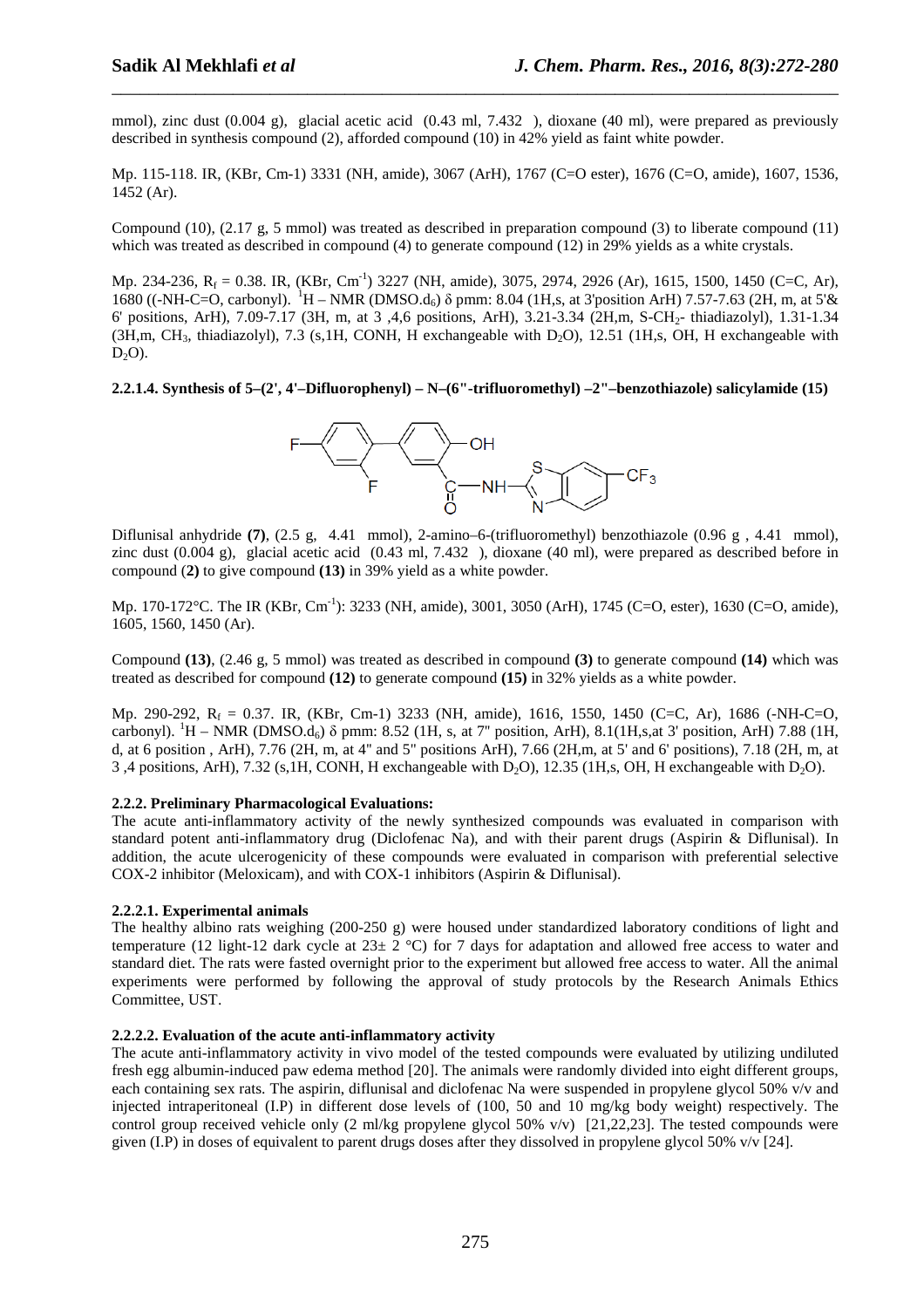mmol), zinc dust (0.004 g), glacial acetic acid (0.43 ml, 7.432 ), dioxane (40 ml), were prepared as previously described in synthesis compound (2), afforded compound (10) in 42% yield as faint white powder.

Mp. 115-118. IR, (KBr, Cm-1) 3331 (NH, amide), 3067 (ArH), 1767 (C=O ester), 1676 (C=O, amide), 1607, 1536, 1452 (Ar).

Compound (10), (2.17 g, 5 mmol) was treated as described in preparation compound (3) to liberate compound (11) which was treated as described in compound (4) to generate compound (12) in 29% yields as a white crystals.

Mp. 234-236, $R_f$ = 0.38. IR, (KBr, $Cm^{-1}$) 3227 (NH, amide), 3075, 2974, 2926 (Ar), 1615, 1500, 1450 (C=C, Ar), 1680 ((-NH-C=O, carbonyl). $^1$H – NMR (DMSO.$d_6$) δ pmm: 8.04 (1H,s, at 3'position ArH) 7.57-7.63 (2H, m, at 5'& 6' positions, ArH), 7.09-7.17 (3H, m, at 3 ,4,6 positions, ArH), 3.21-3.34 (2H,m, S-$CH_2$- thiadiazolyl), 1.31-1.34 (3H,m, $CH_3$, thiadiazolyl), 7.3 (s,1H, CONH, H exchangeable with $D_2O$), 12.51 (1H,s, OH, H exchangeable with $D_2O$).

**2.2.1.4. Synthesis of 5–(2', 4'–Difluorophenyl) – N–(6"-trifluoromethyl) –2"–benzothiazole) salicylamide (15)**

Diflunisal anhydride **(7)**, (2.5 g, 4.41 mmol), 2-amino–6-(trifluoromethyl) benzothiazole (0.96 g , 4.41 mmol), zinc dust (0.004 g), glacial acetic acid (0.43 ml, 7.432 ), dioxane (40 ml), were prepared as described before in compound (**2)** to give compound **(13)** in 39% yield as a white powder.

Mp. 170-172°C. The IR (KBr, $Cm^{-1}$): 3233 (NH, amide), 3001, 3050 (ArH), 1745 (C=O, ester), 1630 (C=O, amide), 1605, 1560, 1450 (Ar).

Compound **(13)**, (2.46 g, 5 mmol) was treated as described in compound **(3)** to generate compound **(14)** which was treated as described for compound **(12)** to generate compound **(15)** in 32% yields as a white powder.

Mp. 290-292, $R_f$ = 0.37. IR, (KBr, Cm-1) 3233 (NH, amide), 1616, 1550, 1450 (C=C, Ar), 1686 (-NH-C=O, carbonyl). $^1$H – NMR (DMSO.$d_6$) δ pmm: 8.52 (1H, s, at 7" position, ArH), 8.1(1H,s,at 3' position, ArH) 7.88 (1H, d, at 6 position , ArH), 7.76 (2H, m, at 4" and 5" positions ArH), 7.66 (2H,m, at 5' and 6' positions), 7.18 (2H, m, at 3 ,4 positions, ArH), 7.32 (s,1H, CONH, H exchangeable with $D_2O$), 12.35 (1H,s, OH, H exchangeable with $D_2O$).

**2.2.2. Preliminary Pharmacological Evaluations:**

The acute anti-inflammatory activity of the newly synthesized compounds was evaluated in comparison with standard potent anti-inflammatory drug (Diclofenac Na), and with their parent drugs (Aspirin & Diflunisal). In addition, the acute ulcerogenicity of these compounds were evaluated in comparison with preferential selective COX-2 inhibitor (Meloxicam), and with COX-1 inhibitors (Aspirin & Diflunisal).

**2.2.2.1. Experimental animals**

The healthy albino rats weighing (200-250 g) were housed under standardized laboratory conditions of light and temperature (12 light-12 dark cycle at 23± 2 °C) for 7 days for adaptation and allowed free access to water and standard diet. The rats were fasted overnight prior to the experiment but allowed free access to water. All the animal experiments were performed by following the approval of study protocols by the Research Animals Ethics Committee, UST.

**2.2.2.2. Evaluation of the acute anti-inflammatory activity**

The acute anti-inflammatory activity in vivo model of the tested compounds were evaluated by utilizing undiluted fresh egg albumin-induced paw edema method [20]. The animals were randomly divided into eight different groups, each containing sex rats. The aspirin, diflunisal and diclofenac Na were suspended in propylene glycol 50% v/v and injected intraperitoneal (I.P) in different dose levels of (100, 50 and 10 mg/kg body weight) respectively. The control group received vehicle only (2 ml/kg propylene glycol 50% v/v) [21,22,23]. The tested compounds were given (I.P) in doses of equivalent to parent drugs doses after they dissolved in propylene glycol 50% v/v [24].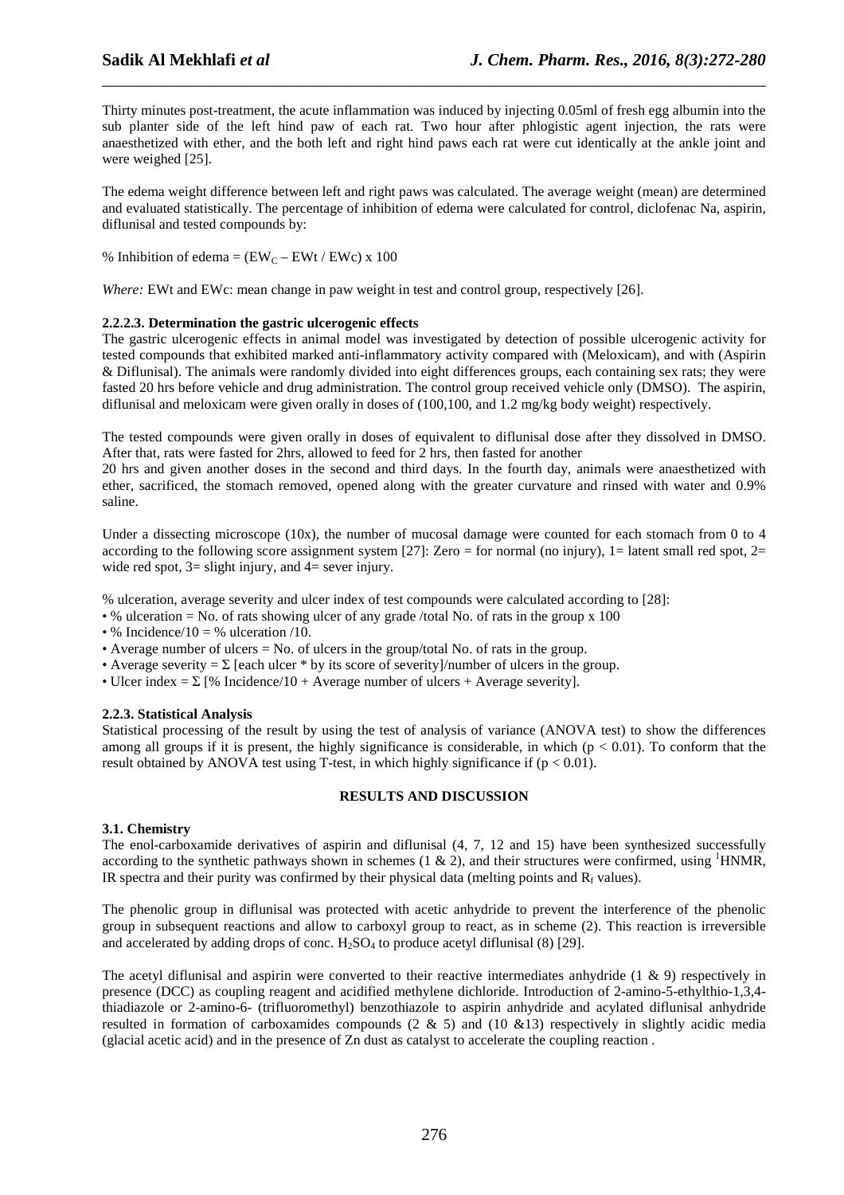Thirty minutes post-treatment, the acute inflammation was induced by injecting 0.05ml of fresh egg albumin into the sub planter side of the left hind paw of each rat. Two hour after phlogistic agent injection, the rats were anaesthetized with ether, and the both left and right hind paws each rat were cut identically at the ankle joint and were weighed [25].

The edema weight difference between left and right paws was calculated. The average weight (mean) are determined and evaluated statistically. The percentage of inhibition of edema were calculated for control, diclofenac Na, aspirin, diflunisal and tested compounds by:

% Inhibition of edema = $(EW_C - EWt / EWc) \times 100$

*Where:* EWt and EWc: mean change in paw weight in test and control group, respectively [26].

#### 2.2.2.3. Determination the gastric ulcerogenic effects

The gastric ulcerogenic effects in animal model was investigated by detection of possible ulcerogenic activity for tested compounds that exhibited marked anti-inflammatory activity compared with (Meloxicam), and with (Aspirin & Diflunisal). The animals were randomly divided into eight differences groups, each containing sex rats; they were fasted 20 hrs before vehicle and drug administration. The control group received vehicle only (DMSO). The aspirin, diflunisal and meloxicam were given orally in doses of (100,100, and 1.2 mg/kg body weight) respectively.

The tested compounds were given orally in doses of equivalent to diflunisal dose after they dissolved in DMSO. After that, rats were fasted for 2hrs, allowed to feed for 2 hrs, then fasted for another
20 hrs and given another doses in the second and third days. In the fourth day, animals were anaesthetized with ether, sacrificed, the stomach removed, opened along with the greater curvature and rinsed with water and 0.9% saline.

Under a dissecting microscope (10x), the number of mucosal damage were counted for each stomach from 0 to 4 according to the following score assignment system [27]: Zero = for normal (no injury), 1= latent small red spot, 2= wide red spot, 3= slight injury, and 4= sever injury.

% ulceration, average severity and ulcer index of test compounds were calculated according to [28]:

- % ulceration = No. of rats showing ulcer of any grade /total No. of rats in the group x 100
- % Incidence/10 = % ulceration /10.
- Average number of ulcers = No. of ulcers in the group/total No. of rats in the group.
- Average severity = Σ [each ulcer * by its score of severity]/number of ulcers in the group.
- Ulcer index = Σ [% Incidence/10 + Average number of ulcers + Average severity].

### 2.2.3. Statistical Analysis

Statistical processing of the result by using the test of analysis of variance (ANOVA test) to show the differences among all groups if it is present, the highly significance is considerable, in which ($p < 0.01$). To conform that the result obtained by ANOVA test using T-test, in which highly significance if ($p < 0.01$).

## RESULTS AND DISCUSSION

### 3.1. Chemistry

The enol-carboxamide derivatives of aspirin and diflunisal (4, 7, 12 and 15) have been synthesized successfully according to the synthetic pathways shown in schemes (1 & 2), and their structures were confirmed, using $^1$HNMR, IR spectra and their purity was confirmed by their physical data (melting points and $R_f$ values).

The phenolic group in diflunisal was protected with acetic anhydride to prevent the interference of the phenolic group in subsequent reactions and allow to carboxyl group to react, as in scheme (2). This reaction is irreversible and accelerated by adding drops of conc. $H_2SO_4$ to produce acetyl diflunisal (8) [29].

The acetyl diflunisal and aspirin were converted to their reactive intermediates anhydride (1 & 9) respectively in presence (DCC) as coupling reagent and acidified methylene dichloride. Introduction of 2-amino-5-ethylthio-1,3,4-thiadiazole or 2-amino-6- (trifluoromethyl) benzothiazole to aspirin anhydride and acylated diflunisal anhydride resulted in formation of carboxamides compounds (2 & 5) and (10 &13) respectively in slightly acidic media (glacial acetic acid) and in the presence of Zn dust as catalyst to accelerate the coupling reaction .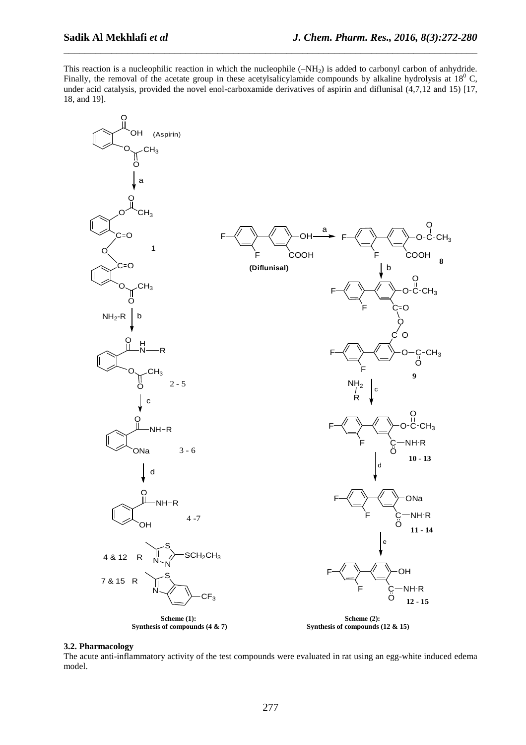This reaction is a nucleophilic reaction in which the nucleophile ($–NH_2$) is added to carbonyl carbon of anhydride. Finally, the removal of the acetate group in these acetylsalicylamide compounds by alkaline hydrolysis at $18^0$ C, under acid catalysis, provided the novel enol-carboxamide derivatives of aspirin and diflunisal (4,7,12 and 15) [17, 18, and 19].

**Scheme (1):**
**Synthesis of compounds (4 & 7)**

**Scheme (2):**
**Synthesis of compounds (12 & 15)**

### 3.2. Pharmacology

The acute anti-inflammatory activity of the test compounds were evaluated in rat using an egg-white induced edema model.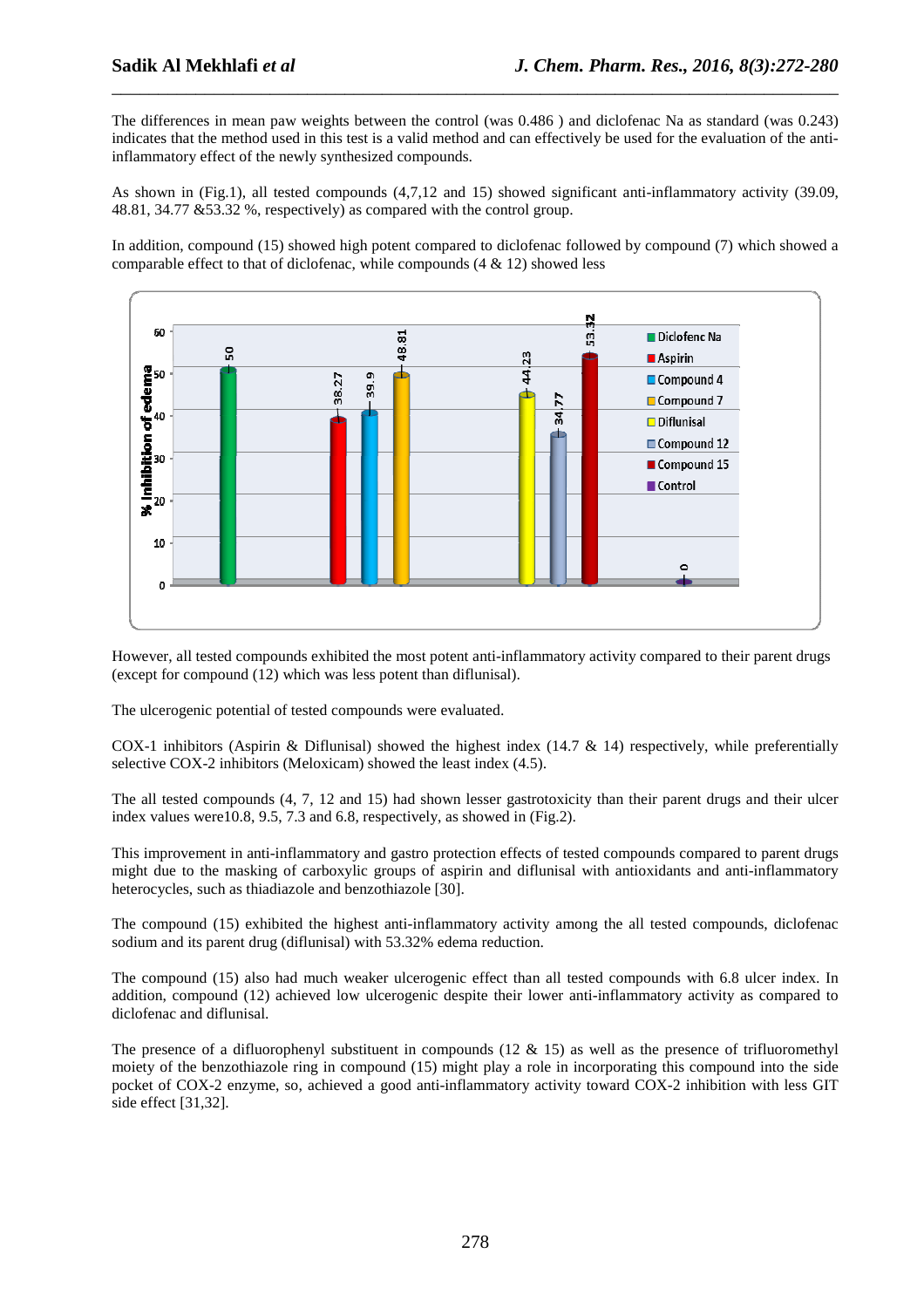The differences in mean paw weights between the control (was 0.486 ) and diclofenac Na as standard (was 0.243) indicates that the method used in this test is a valid method and can effectively be used for the evaluation of the anti-inflammatory effect of the newly synthesized compounds.

As shown in (Fig.1), all tested compounds (4,7,12 and 15) showed significant anti-inflammatory activity (39.09, 48.81, 34.77 &53.32 %, respectively) as compared with the control group.

In addition, compound (15) showed high potent compared to diclofenac followed by compound (7) which showed a comparable effect to that of diclofenac, while compounds (4 & 12) showed less

% Inhibition of edema

0
10
20
30
40
50
60

50
38.27
39.9
48.81
44.23
34.77
53.32
0

Diclofenc Na
Aspirin
Compound 4
Compound 7
Diflunisal
Compound 12
Compound 15
Control

However, all tested compounds exhibited the most potent anti-inflammatory activity compared to their parent drugs (except for compound (12) which was less potent than diflunisal).

The ulcerogenic potential of tested compounds were evaluated.

COX-1 inhibitors (Aspirin & Diflunisal) showed the highest index (14.7 & 14) respectively, while preferentially selective COX-2 inhibitors (Meloxicam) showed the least index (4.5).

The all tested compounds (4, 7, 12 and 15) had shown lesser gastrotoxicity than their parent drugs and their ulcer index values were10.8, 9.5, 7.3 and 6.8, respectively, as showed in (Fig.2).

This improvement in anti-inflammatory and gastro protection effects of tested compounds compared to parent drugs might due to the masking of carboxylic groups of aspirin and diflunisal with antioxidants and anti-inflammatory heterocycles, such as thiadiazole and benzothiazole [30].

The compound (15) exhibited the highest anti-inflammatory activity among the all tested compounds, diclofenac sodium and its parent drug (diflunisal) with 53.32% edema reduction.

The compound (15) also had much weaker ulcerogenic effect than all tested compounds with 6.8 ulcer index. In addition, compound (12) achieved low ulcerogenic despite their lower anti-inflammatory activity as compared to diclofenac and diflunisal.

The presence of a difluorophenyl substituent in compounds (12 & 15) as well as the presence of trifluoromethyl moiety of the benzothiazole ring in compound (15) might play a role in incorporating this compound into the side pocket of COX-2 enzyme, so, achieved a good anti-inflammatory activity toward COX-2 inhibition with less GIT side effect [31,32].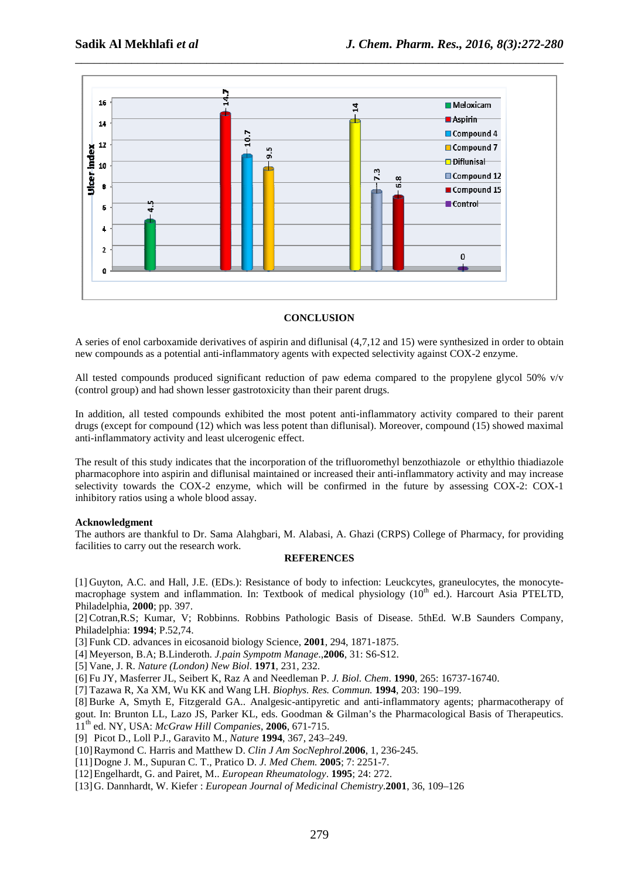Ulcer index

16
14
12
10
8
6
4
2
0

4.5
14.7
10.7
9.5
14
7.3
6.8
0

Meloxicam
Aspirin
Compound 4
Compound 7
Diflunisal
Compound 12
Compound 15
Control

## CONCLUSION

A series of enol carboxamide derivatives of aspirin and diflunisal (4,7,12 and 15) were synthesized in order to obtain new compounds as a potential anti-inflammatory agents with expected selectivity against COX-2 enzyme.

All tested compounds produced significant reduction of paw edema compared to the propylene glycol 50% v/v (control group) and had shown lesser gastrotoxicity than their parent drugs.

In addition, all tested compounds exhibited the most potent anti-inflammatory activity compared to their parent drugs (except for compound (12) which was less potent than diflunisal). Moreover, compound (15) showed maximal anti-inflammatory activity and least ulcerogenic effect.

The result of this study indicates that the incorporation of the trifluoromethyl benzothiazole or ethylthio thiadiazole pharmacophore into aspirin and diflunisal maintained or increased their anti-inflammatory activity and may increase selectivity towards the COX-2 enzyme, which will be confirmed in the future by assessing COX-2: COX-1 inhibitory ratios using a whole blood assay.

**Acknowledgment**

The authors are thankful to Dr. Sama Alahgbari, M. Alabasi, A. Ghazi (CRPS) College of Pharmacy, for providing facilities to carry out the research work.

## REFERENCES

[1] Guyton, A.C. and Hall, J.E. (EDs.): Resistance of body to infection: Leuckcytes, graneulocytes, the monocyte-macrophage system and inflammation. In: Textbook of medical physiology (10th ed.). Harcourt Asia PTELTD, Philadelphia, **2000**; pp. 397.

[2] Cotran,R.S; Kumar, V; Robbinns. Robbins Pathologic Basis of Disease. 5thEd. W.B Saunders Company, Philadelphia: **1994**; P.52,74.

[3] Funk CD. advances in eicosanoid biology Science, **2001**, 294, 1871-1875.

[4] Meyerson, B.A; B.Linderoth. *J.pain Sympotm Manage*.,**2006**, 31: S6-S12.

[5] Vane, J. R. *Nature (London) New Biol*. **1971**, 231, 232.

[6] Fu JY, Masferrer JL, Seibert K, Raz A and Needleman P. *J. Biol. Chem*. **1990**, 265: 16737-16740.

[7] Tazawa R, Xa XM, Wu KK and Wang LH. *Biophys. Res. Commun.* **1994**, 203: 190–199.

[8] Burke A, Smyth E, Fitzgerald GA.. Analgesic-antipyretic and anti-inflammatory agents; pharmacotherapy of gout. In: Brunton LL, Lazo JS, Parker KL, eds. Goodman & Gilman's the Pharmacological Basis of Therapeutics. 11th ed. NY, USA: *McGraw Hill Companies*, **2006**, 671-715.

[9] Picot D., Loll P.J., Garavito M., *Nature* **1994**, 367, 243–249.

[10] Raymond C. Harris and Matthew D. *Clin J Am SocNephrol*.**2006**, 1, 236-245.

[11] Dogne J. M., Supuran C. T., Pratico D. *J. Med Chem.* **2005**; 7: 2251-7.

[12] Engelhardt, G. and Pairet, M.. *European Rheumatology*. **1995**; 24: 272.

[13] G. Dannhardt, W. Kiefer : *European Journal of Medicinal Chemistry*.**2001**, 36, 109–126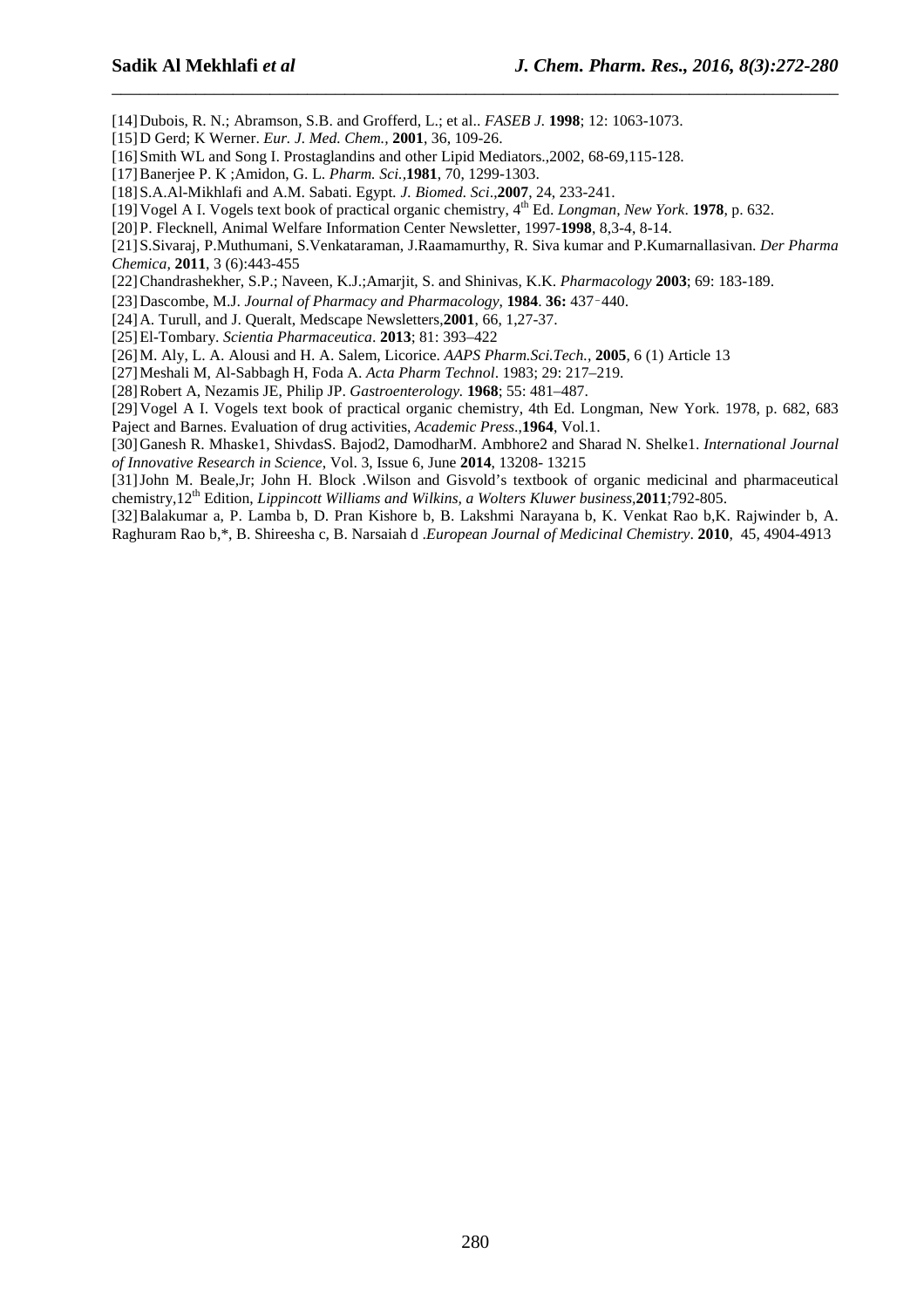[14] Dubois, R. N.; Abramson, S.B. and Grofferd, L.; et al.. *FASEB J.* **1998**; 12: 1063-1073.

[15] D Gerd; K Werner. *Eur. J. Med. Chem.*, **2001**, 36, 109-26.

[16] Smith WL and Song I. Prostaglandins and other Lipid Mediators.,2002, 68-69,115-128.

[17] Banerjee P. K ;Amidon, G. L. *Pharm. Sci.*,**1981**, 70, 1299-1303.

[18] S.A.Al-Mikhlafi and A.M. Sabati. Egypt*. J. Biomed. Sci*.,**2007**, 24, 233-241.

[19] Vogel A I. Vogels text book of practical organic chemistry, 4th Ed. *Longman, New York*. **1978**, p. 632.

[20] P. Flecknell, Animal Welfare Information Center Newsletter, 1997-**1998**, 8,3-4, 8-14.

[21] S.Sivaraj, P.Muthumani, S.Venkataraman, J.Raamamurthy, R. Siva kumar and P.Kumarnallasivan. *Der Pharma Chemica*, **2011**, 3 (6):443-455

[22] Chandrashekher, S.P.; Naveen, K.J.;Amarjit, S. and Shinivas, K.K. *Pharmacology* **2003**; 69: 183-189.

[23] Dascombe, M.J. *Journal of Pharmacy and Pharmacology*, **1984**. **36:** 437‑440.

[24] A. Turull, and J. Queralt, Medscape Newsletters,**2001**, 66, 1,27-37.

[25] El-Tombary. *Scientia Pharmaceutica*. **2013**; 81: 393–422

[26] M. Aly, L. A. Alousi and H. A. Salem, Licorice. *AAPS Pharm.Sci.Tech.*, **2005**, 6 (1) Article 13

[27] Meshali M, Al-Sabbagh H, Foda A. *Acta Pharm Technol*. 1983; 29: 217–219.

[28] Robert A, Nezamis JE, Philip JP. *Gastroenterology.* **1968**; 55: 481–487.

[29] Vogel A I. Vogels text book of practical organic chemistry, 4th Ed. Longman, New York. 1978, p. 682, 683 Paject and Barnes. Evaluation of drug activities, *Academic Press*.,**1964**, Vol.1.

[30] Ganesh R. Mhaske1, ShivdasS. Bajod2, DamodharM. Ambhore2 and Sharad N. Shelke1. *International Journal of Innovative Research in Science*, Vol. 3, Issue 6, June **2014**, 13208- 13215

[31] John M. Beale,Jr; John H. Block .Wilson and Gisvold's textbook of organic medicinal and pharmaceutical chemistry,12th Edition, *Lippincott Williams and Wilkins, a Wolters Kluwer business*,**2011**;792-805.

[32] Balakumar a, P. Lamba b, D. Pran Kishore b, B. Lakshmi Narayana b, K. Venkat Rao b,K. Rajwinder b, A. Raghuram Rao b,*, B. Shireesha c, B. Narsaiah d .*European Journal of Medicinal Chemistry*. **2010**, 45, 4904-4913